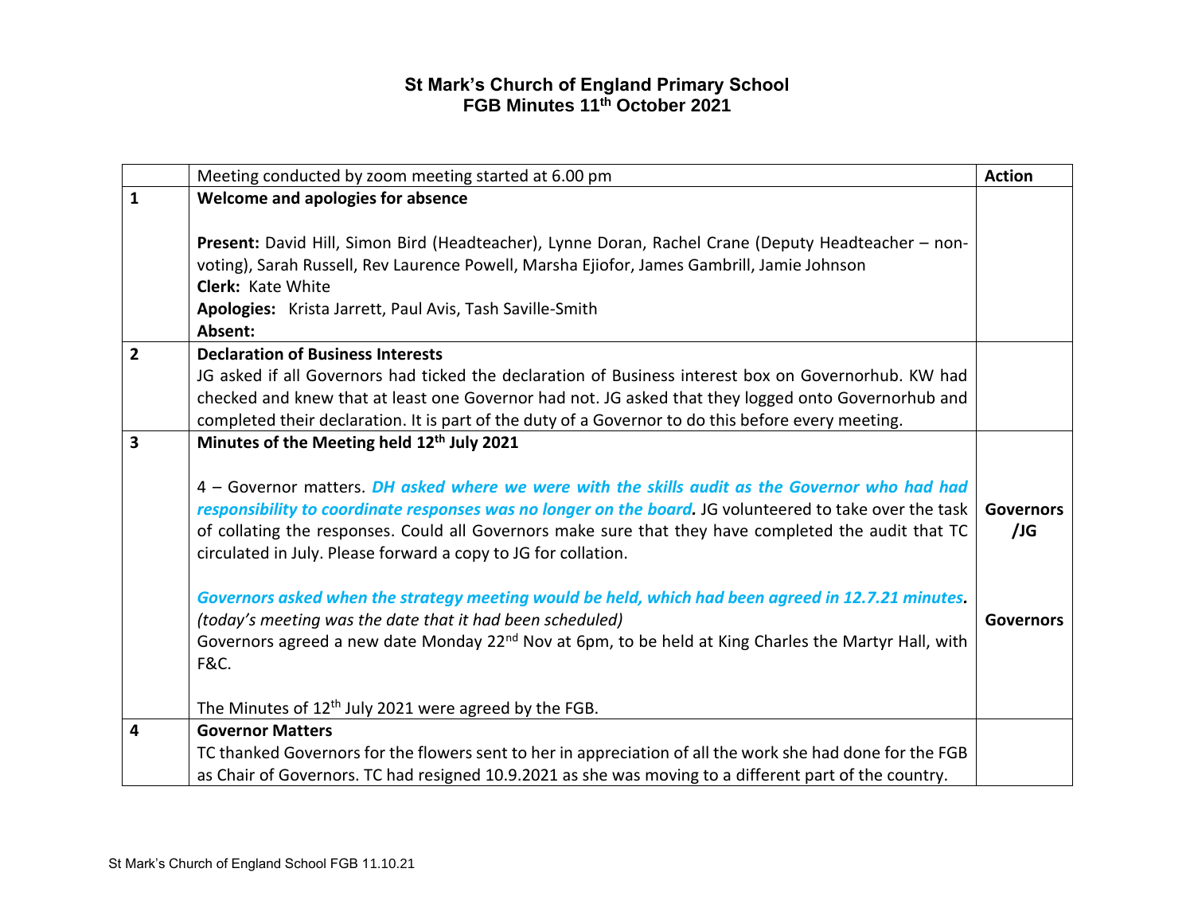# St Mark's Church of England Primary School
## FGB Minutes 11th October 2021

| | Meeting conducted by zoom meeting started at 6.00 pm | Action |
|---|---|---|
| 1 | **Welcome and apologies for absence**<br><br>**Present:** David Hill, Simon Bird (Headteacher), Lynne Doran, Rachel Crane (Deputy Headteacher – non-voting), Sarah Russell, Rev Laurence Powell, Marsha Ejiofor, James Gambrill, Jamie Johnson<br>**Clerk:** Kate White<br>**Apologies:** Krista Jarrett, Paul Avis, Tash Saville-Smith<br>**Absent:** | |
| 2 | **Declaration of Business Interests**<br>JG asked if all Governors had ticked the declaration of Business interest box on Governorhub. KW had checked and knew that at least one Governor had not. JG asked that they logged onto Governorhub and completed their declaration. It is part of the duty of a Governor to do this before every meeting. | |
| 3 | **Minutes of the Meeting held 12th July 2021**<br><br>4 – Governor matters. ***DH asked where we were with the skills audit as the Governor who had had responsibility to coordinate responses was no longer on the board.*** JG volunteered to take over the task of collating the responses. Could all Governors make sure that they have completed the audit that TC circulated in July. Please forward a copy to JG for collation.<br><br>***Governors asked when the strategy meeting would be held, which had been agreed in 12.7.21 minutes.*** *(today's meeting was the date that it had been scheduled)*<br>Governors agreed a new date Monday 22nd Nov at 6pm, to be held at King Charles the Martyr Hall, with F&C.<br><br>The Minutes of 12th July 2021 were agreed by the FGB. | **Governors /JG**<br><br><br><br>**Governors** |
| 4 | **Governor Matters**<br>TC thanked Governors for the flowers sent to her in appreciation of all the work she had done for the FGB as Chair of Governors. TC had resigned 10.9.2021 as she was moving to a different part of the country. | |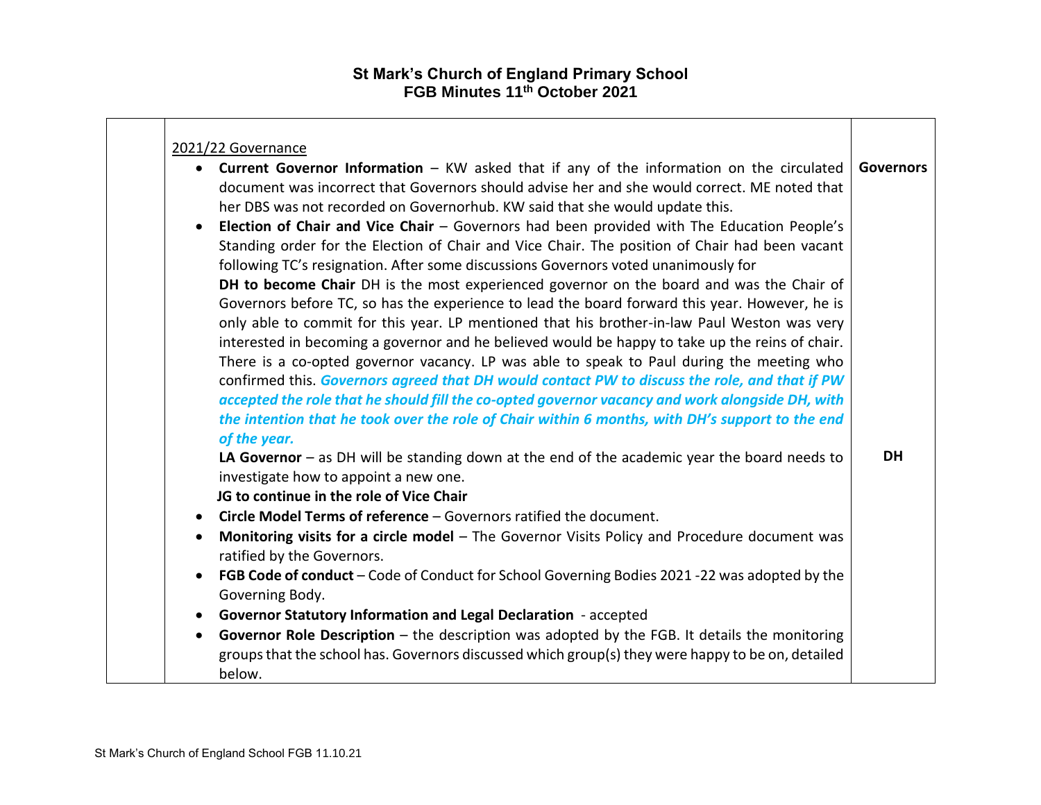# St Mark's Church of England Primary School
## FGB Minutes 11th October 2021

| | | |
|---|---|---|
| | 2021/22 Governance<br>• **Current Governor Information** – KW asked that if any of the information on the circulated document was incorrect that Governors should advise her and she would correct. ME noted that her DBS was not recorded on Governorhub. KW said that she would update this.<br>• **Election of Chair and Vice Chair** – Governors had been provided with The Education People's Standing order for the Election of Chair and Vice Chair. The position of Chair had been vacant following TC's resignation. After some discussions Governors voted unanimously for<br>**DH to become Chair** DH is the most experienced governor on the board and was the Chair of Governors before TC, so has the experience to lead the board forward this year. However, he is only able to commit for this year. LP mentioned that his brother-in-law Paul Weston was very interested in becoming a governor and he believed would be happy to take up the reins of chair. There is a co-opted governor vacancy. LP was able to speak to Paul during the meeting who confirmed this. ***Governors agreed that DH would contact PW to discuss the role, and that if PW accepted the role that he should fill the co-opted governor vacancy and work alongside DH, with the intention that he took over the role of Chair within 6 months, with DH's support to the end of the year.***<br>**LA Governor** – as DH will be standing down at the end of the academic year the board needs to investigate how to appoint a new one.<br>**JG to continue in the role of Vice Chair**<br>• **Circle Model Terms of reference** – Governors ratified the document.<br>• **Monitoring visits for a circle model** – The Governor Visits Policy and Procedure document was ratified by the Governors.<br>• **FGB Code of conduct** – Code of Conduct for School Governing Bodies 2021 -22 was adopted by the Governing Body.<br>• **Governor Statutory Information and Legal Declaration** - accepted<br>• **Governor Role Description** – the description was adopted by the FGB. It details the monitoring groups that the school has. Governors discussed which group(s) they were happy to be on, detailed below. | **Governors**<br><br>**DH** |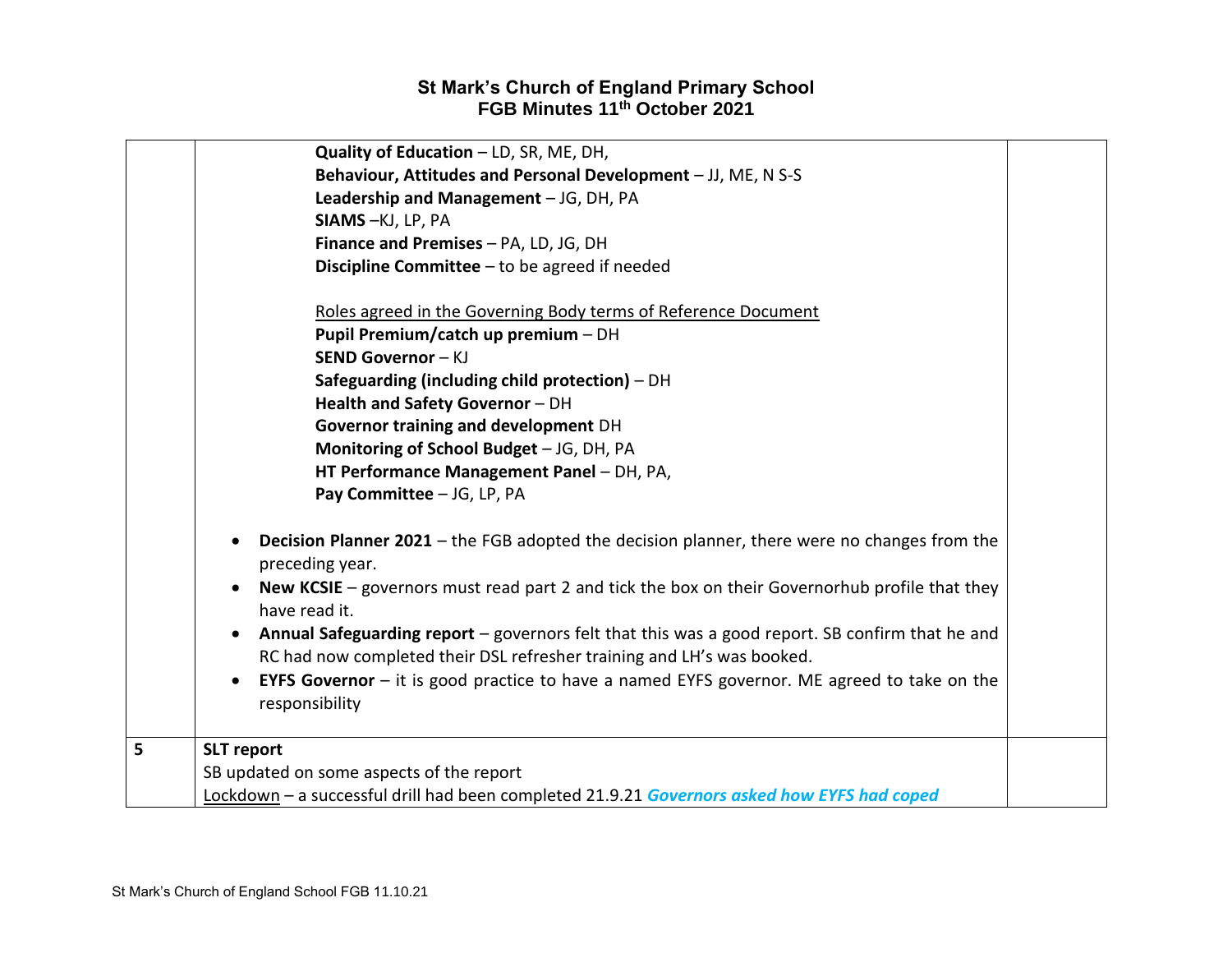# St Mark's Church of England Primary School
## FGB Minutes 11th October 2021

| | | |
|---|---|---|
| | **Quality of Education** – LD, SR, ME, DH,<br>**Behaviour, Attitudes and Personal Development** – JJ, ME, N S-S<br>**Leadership and Management** – JG, DH, PA<br>**SIAMS** –KJ, LP, PA<br>**Finance and Premises** – PA, LD, JG, DH<br>**Discipline Committee** – to be agreed if needed<br><br><u>Roles agreed in the Governing Body terms of Reference Document</u><br>**Pupil Premium/catch up premium** – DH<br>**SEND Governor** – KJ<br>**Safeguarding (including child protection)** – DH<br>**Health and Safety Governor** – DH<br>**Governor training and development** DH<br>**Monitoring of School Budget** – JG, DH, PA<br>**HT Performance Management Panel** – DH, PA,<br>**Pay Committee** – JG, LP, PA<br><br>• **Decision Planner 2021** – the FGB adopted the decision planner, there were no changes from the preceding year.<br>• **New KCSIE** – governors must read part 2 and tick the box on their Governorhub profile that they have read it.<br>• **Annual Safeguarding report** – governors felt that this was a good report. SB confirm that he and RC had now completed their DSL refresher training and LH's was booked.<br>• **EYFS Governor** – it is good practice to have a named EYFS governor. ME agreed to take on the responsibility | |
| **5** | **SLT report**<br>SB updated on some aspects of the report<br><u>Lockdown</u> – a successful drill had been completed 21.9.21 ***Governors asked how EYFS had coped*** | |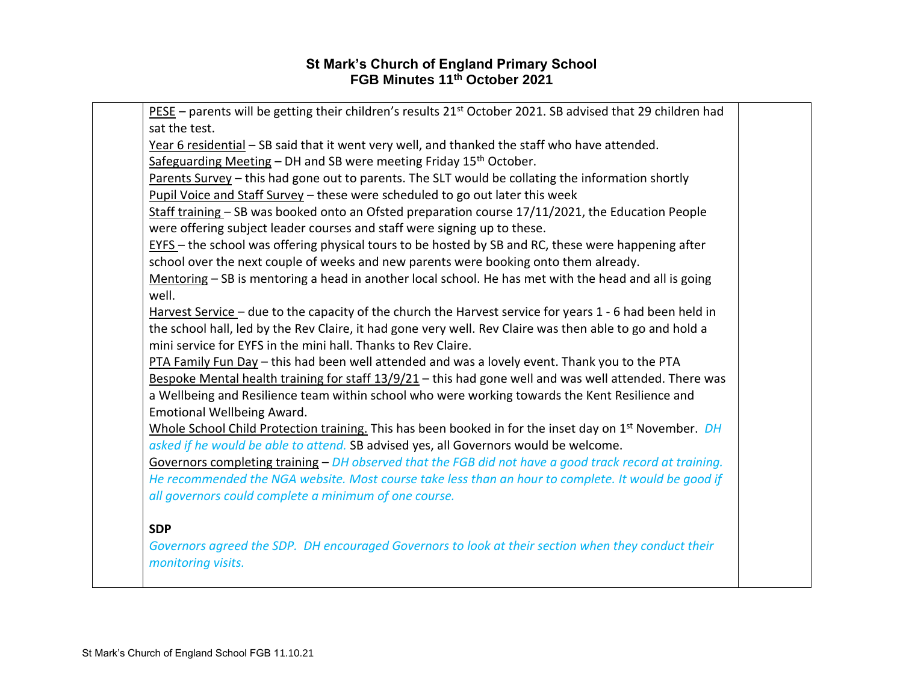# St Mark's Church of England Primary School
## FGB Minutes 11th October 2021

<u>PESE</u> – parents will be getting their children's results 21st October 2021. SB advised that 29 children had sat the test.

<u>Year 6 residential</u> – SB said that it went very well, and thanked the staff who have attended.

<u>Safeguarding Meeting</u> – DH and SB were meeting Friday 15th October.

<u>Parents Survey</u> – this had gone out to parents. The SLT would be collating the information shortly

<u>Pupil Voice and Staff Survey</u> – these were scheduled to go out later this week

<u>Staff training</u> – SB was booked onto an Ofsted preparation course 17/11/2021, the Education People were offering subject leader courses and staff were signing up to these.

<u>EYFS</u> – the school was offering physical tours to be hosted by SB and RC, these were happening after school over the next couple of weeks and new parents were booking onto them already.

<u>Mentoring</u> – SB is mentoring a head in another local school. He has met with the head and all is going well.

<u>Harvest Service</u> – due to the capacity of the church the Harvest service for years 1 - 6 had been held in the school hall, led by the Rev Claire, it had gone very well. Rev Claire was then able to go and hold a mini service for EYFS in the mini hall. Thanks to Rev Claire.

<u>PTA Family Fun Day</u> – this had been well attended and was a lovely event. Thank you to the PTA

<u>Bespoke Mental health training for staff 13/9/21</u> – this had gone well and was well attended. There was a Wellbeing and Resilience team within school who were working towards the Kent Resilience and Emotional Wellbeing Award.

<u>Whole School Child Protection training.</u> This has been booked in for the inset day on 1st November. *DH asked if he would be able to attend.* SB advised yes, all Governors would be welcome.

<u>Governors completing training</u> – *DH observed that the FGB did not have a good track record at training. He recommended the NGA website. Most course take less than an hour to complete. It would be good if all governors could complete a minimum of one course.*

**SDP**

*Governors agreed the SDP. DH encouraged Governors to look at their section when they conduct their monitoring visits.*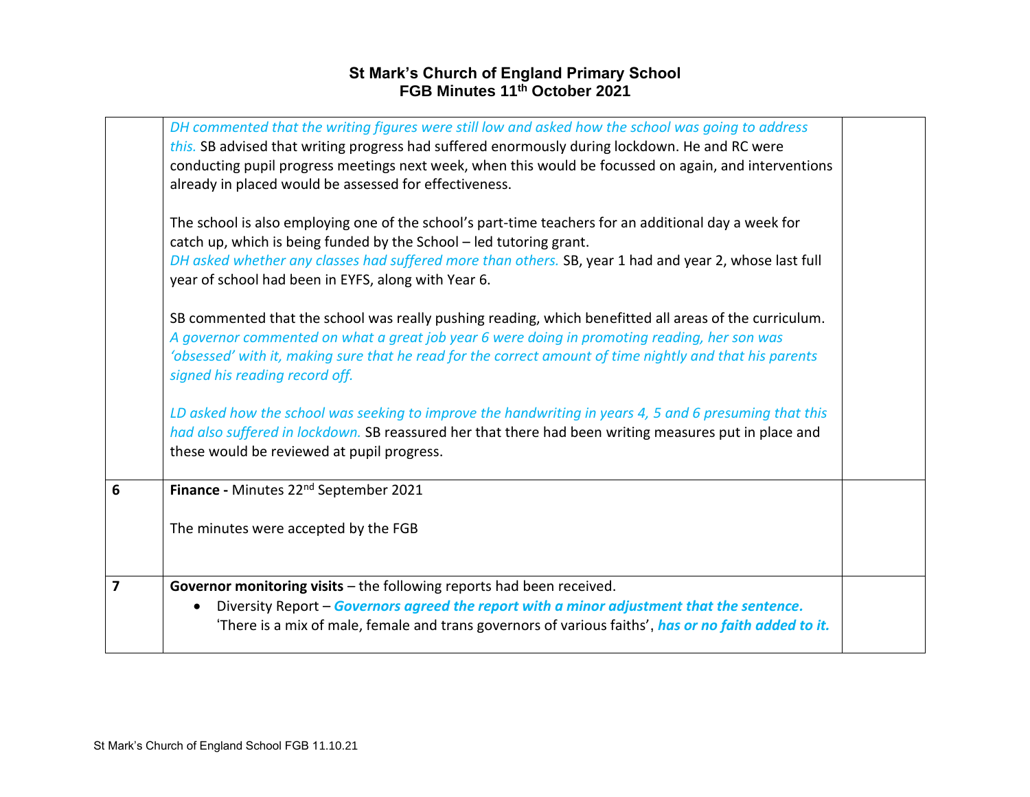| | | |
|---|---|---|
| | *DH commented that the writing figures were still low and asked how the school was going to address this.* SB advised that writing progress had suffered enormously during lockdown. He and RC were conducting pupil progress meetings next week, when this would be focussed on again, and interventions already in placed would be assessed for effectiveness.<br><br>The school is also employing one of the school's part-time teachers for an additional day a week for catch up, which is being funded by the School – led tutoring grant.<br>*DH asked whether any classes had suffered more than others.* SB, year 1 had and year 2, whose last full year of school had been in EYFS, along with Year 6.<br><br>SB commented that the school was really pushing reading, which benefitted all areas of the curriculum.<br>*A governor commented on what a great job year 6 were doing in promoting reading, her son was 'obsessed' with it, making sure that he read for the correct amount of time nightly and that his parents signed his reading record off.*<br><br>*LD asked how the school was seeking to improve the handwriting in years 4, 5 and 6 presuming that this had also suffered in lockdown.* SB reassured her that there had been writing measures put in place and these would be reviewed at pupil progress. | |
| 6 | **Finance -** Minutes 22nd September 2021<br><br>The minutes were accepted by the FGB | |
| 7 | **Governor monitoring visits** – the following reports had been received.<br>• Diversity Report – ***Governors agreed the report with a minor adjustment that the sentence.*** 'There is a mix of male, female and trans governors of various faiths', ***has or no faith added to it.*** | |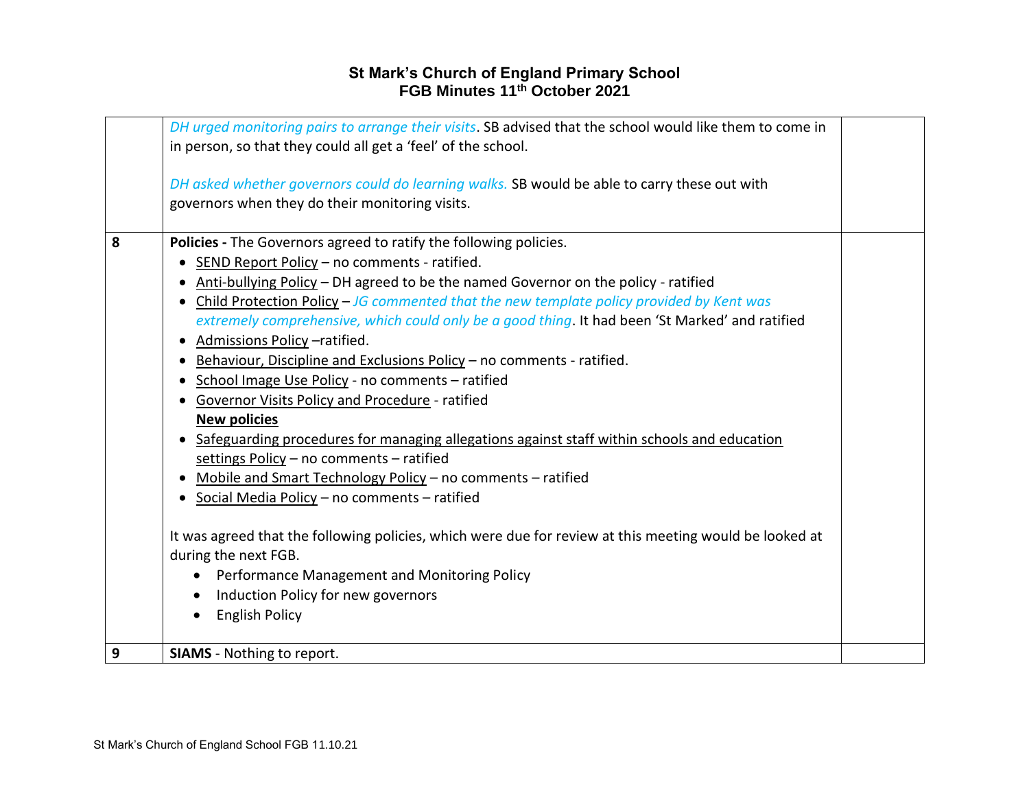| | | |
|---|---|---|
| | *DH urged monitoring pairs to arrange their visits*. SB advised that the school would like them to come in in person, so that they could all get a 'feel' of the school.<br><br>*DH asked whether governors could do learning walks.* SB would be able to carry these out with governors when they do their monitoring visits. | |
| 8 | **Policies -** The Governors agreed to ratify the following policies.<br>• SEND Report Policy – no comments - ratified.<br>• Anti-bullying Policy – DH agreed to be the named Governor on the policy - ratified<br>• Child Protection Policy – *JG commented that the new template policy provided by Kent was extremely comprehensive, which could only be a good thing*. It had been 'St Marked' and ratified<br>• Admissions Policy –ratified.<br>• Behaviour, Discipline and Exclusions Policy – no comments - ratified.<br>• School Image Use Policy - no comments – ratified<br>• Governor Visits Policy and Procedure - ratified<br>**New policies**<br>• Safeguarding procedures for managing allegations against staff within schools and education settings Policy – no comments – ratified<br>• Mobile and Smart Technology Policy – no comments – ratified<br>• Social Media Policy – no comments – ratified<br><br>It was agreed that the following policies, which were due for review at this meeting would be looked at during the next FGB.<br>• Performance Management and Monitoring Policy<br>• Induction Policy for new governors<br>• English Policy | |
| 9 | **SIAMS** - Nothing to report. | |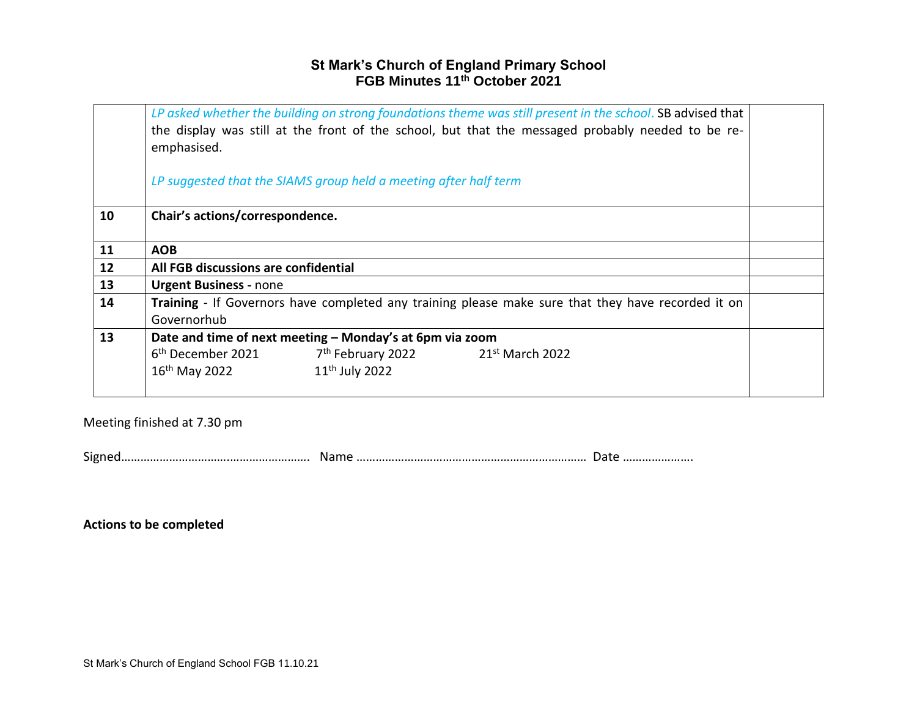# St Mark's Church of England Primary School
## FGB Minutes 11th October 2021

| | | |
|---|---|---|
| | *LP asked whether the building on strong foundations theme was still present in the school.* SB advised that the display was still at the front of the school, but that the messaged probably needed to be re-emphasised.<br><br>*LP suggested that the SIAMS group held a meeting after half term* | |
| **10** | **Chair's actions/correspondence.** | |
| **11** | **AOB** | |
| **12** | **All FGB discussions are confidential** | |
| **13** | **Urgent Business -** none | |
| **14** | **Training** - If Governors have completed any training please make sure that they have recorded it on Governorhub | |
| **13** | **Date and time of next meeting – Monday's at 6pm via zoom**<br>6th December 2021 7th February 2022 21st March 2022<br>16th May 2022 11th July 2022 | |

Meeting finished at 7.30 pm

Signed…………………………..………………………. Name ……………………………………………………………… Date ………………….

**Actions to be completed**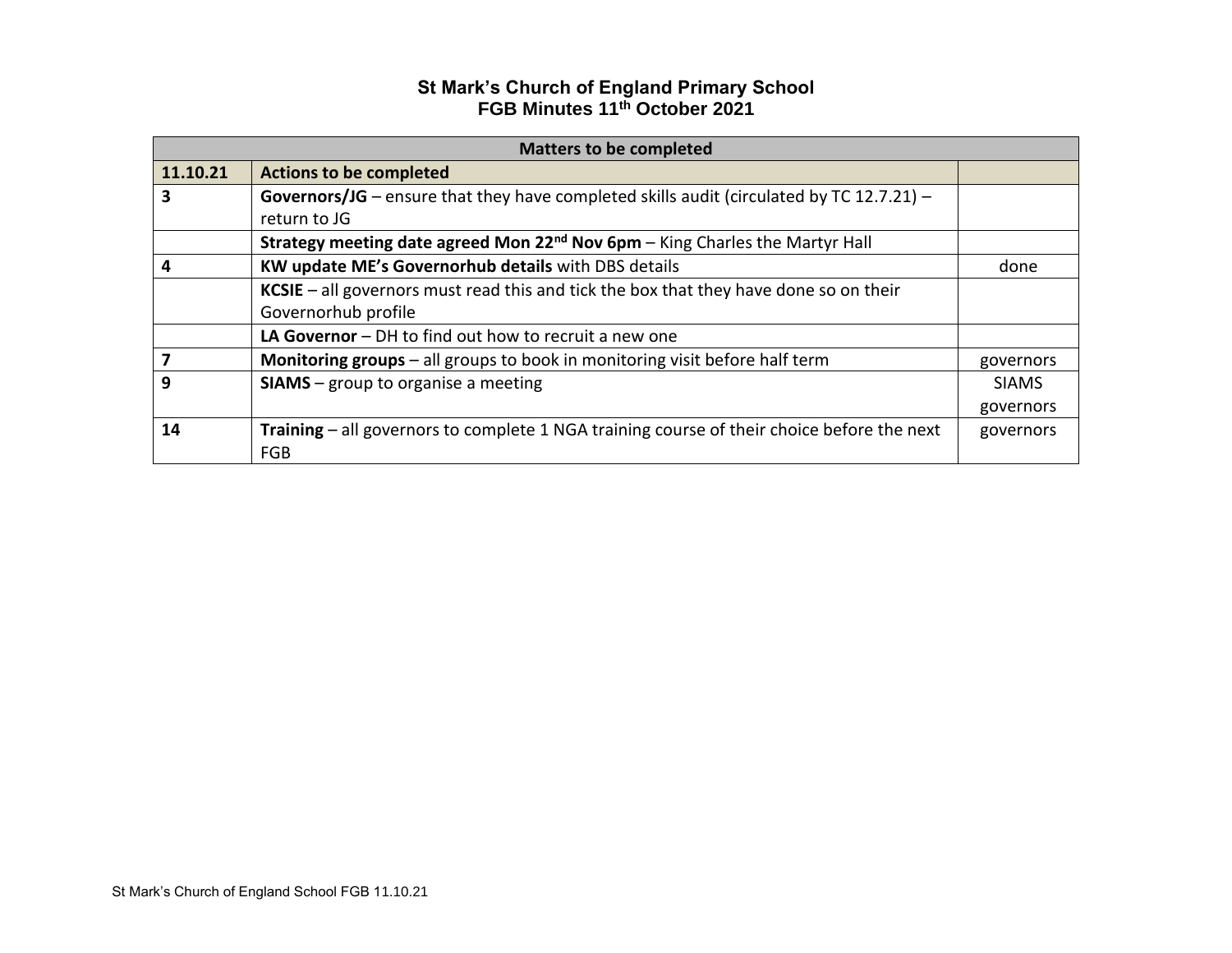# St Mark's Church of England Primary School
## FGB Minutes 11th October 2021

| Matters to be completed | | |
|---|---|---|
| **11.10.21** | **Actions to be completed** | |
| **3** | **Governors/JG** – ensure that they have completed skills audit (circulated by TC 12.7.21) – return to JG | |
| | **Strategy meeting date agreed Mon 22nd Nov 6pm** – King Charles the Martyr Hall | |
| **4** | **KW update ME's Governorhub details** with DBS details | done |
| | **KCSIE** – all governors must read this and tick the box that they have done so on their Governorhub profile | |
| | **LA Governor** – DH to find out how to recruit a new one | |
| **7** | **Monitoring groups** – all groups to book in monitoring visit before half term | governors |
| **9** | **SIAMS** – group to organise a meeting | SIAMS governors |
| **14** | **Training** – all governors to complete 1 NGA training course of their choice before the next FGB | governors |